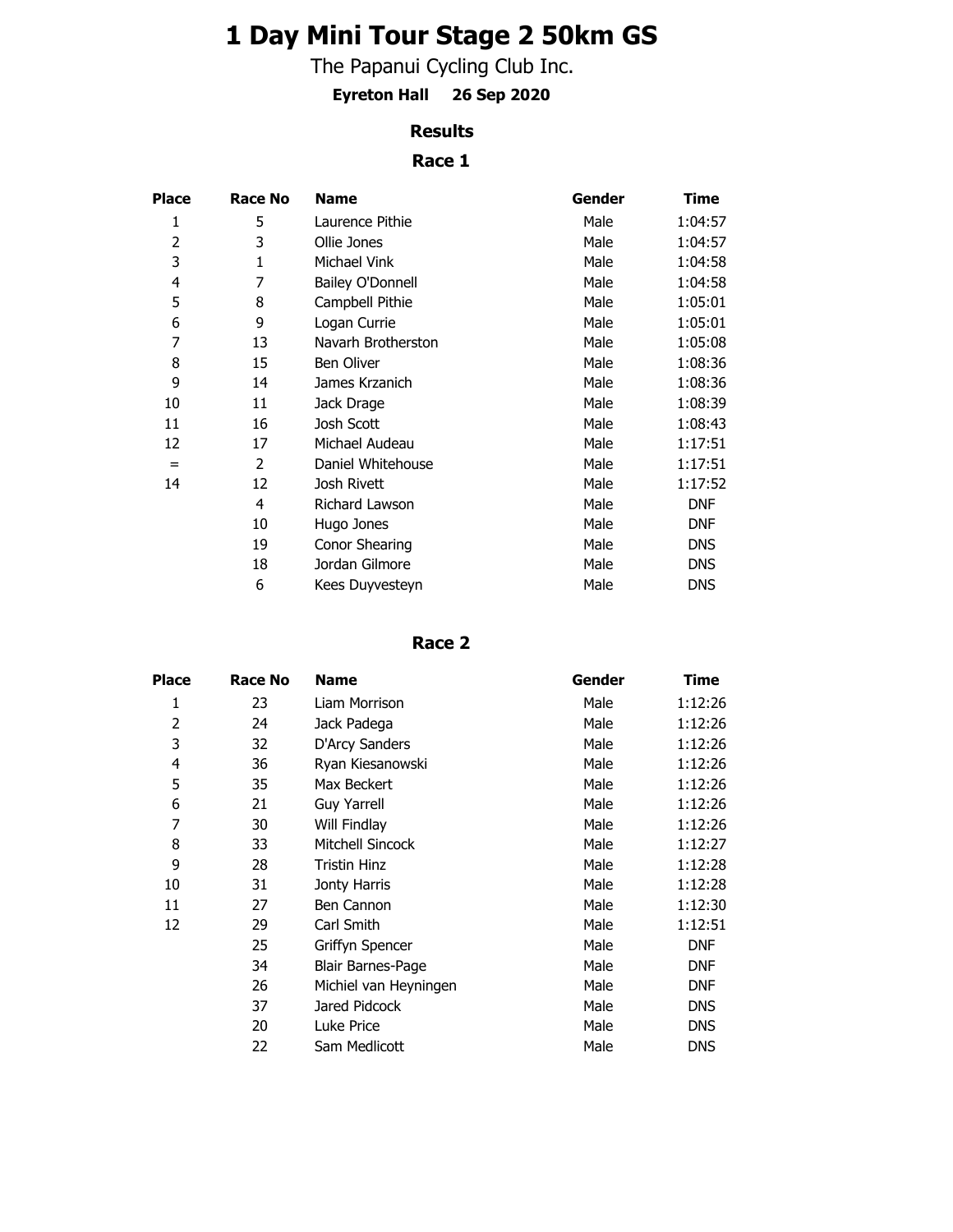# 1 Day Mini Tour Stage 2 50km GS

The Papanui Cycling Club Inc.

**Eyreton Hall 26 Sep 2020**

### Results

### Race 1

| Place | Race No | Name | Gender | Time |
|---|---|---|---|---|
| 1 | 5 | Laurence Pithie | Male | 1:04:57 |
| 2 | 3 | Ollie Jones | Male | 1:04:57 |
| 3 | 1 | Michael Vink | Male | 1:04:58 |
| 4 | 7 | Bailey O'Donnell | Male | 1:04:58 |
| 5 | 8 | Campbell Pithie | Male | 1:05:01 |
| 6 | 9 | Logan Currie | Male | 1:05:01 |
| 7 | 13 | Navarh Brotherston | Male | 1:05:08 |
| 8 | 15 | Ben Oliver | Male | 1:08:36 |
| 9 | 14 | James Krzanich | Male | 1:08:36 |
| 10 | 11 | Jack Drage | Male | 1:08:39 |
| 11 | 16 | Josh Scott | Male | 1:08:43 |
| 12 | 17 | Michael Audeau | Male | 1:17:51 |
| = | 2 | Daniel Whitehouse | Male | 1:17:51 |
| 14 | 12 | Josh Rivett | Male | 1:17:52 |
| | 4 | Richard Lawson | Male | DNF |
| | 10 | Hugo Jones | Male | DNF |
| | 19 | Conor Shearing | Male | DNS |
| | 18 | Jordan Gilmore | Male | DNS |
| | 6 | Kees Duyvesteyn | Male | DNS |

### Race 2

| Place | Race No | Name | Gender | Time |
|---|---|---|---|---|
| 1 | 23 | Liam Morrison | Male | 1:12:26 |
| 2 | 24 | Jack Padega | Male | 1:12:26 |
| 3 | 32 | D'Arcy Sanders | Male | 1:12:26 |
| 4 | 36 | Ryan Kiesanowski | Male | 1:12:26 |
| 5 | 35 | Max Beckert | Male | 1:12:26 |
| 6 | 21 | Guy Yarrell | Male | 1:12:26 |
| 7 | 30 | Will Findlay | Male | 1:12:26 |
| 8 | 33 | Mitchell Sincock | Male | 1:12:27 |
| 9 | 28 | Tristin Hinz | Male | 1:12:28 |
| 10 | 31 | Jonty Harris | Male | 1:12:28 |
| 11 | 27 | Ben Cannon | Male | 1:12:30 |
| 12 | 29 | Carl Smith | Male | 1:12:51 |
| | 25 | Griffyn Spencer | Male | DNF |
| | 34 | Blair Barnes-Page | Male | DNF |
| | 26 | Michiel van Heyningen | Male | DNF |
| | 37 | Jared Pidcock | Male | DNS |
| | 20 | Luke Price | Male | DNS |
| | 22 | Sam Medlicott | Male | DNS |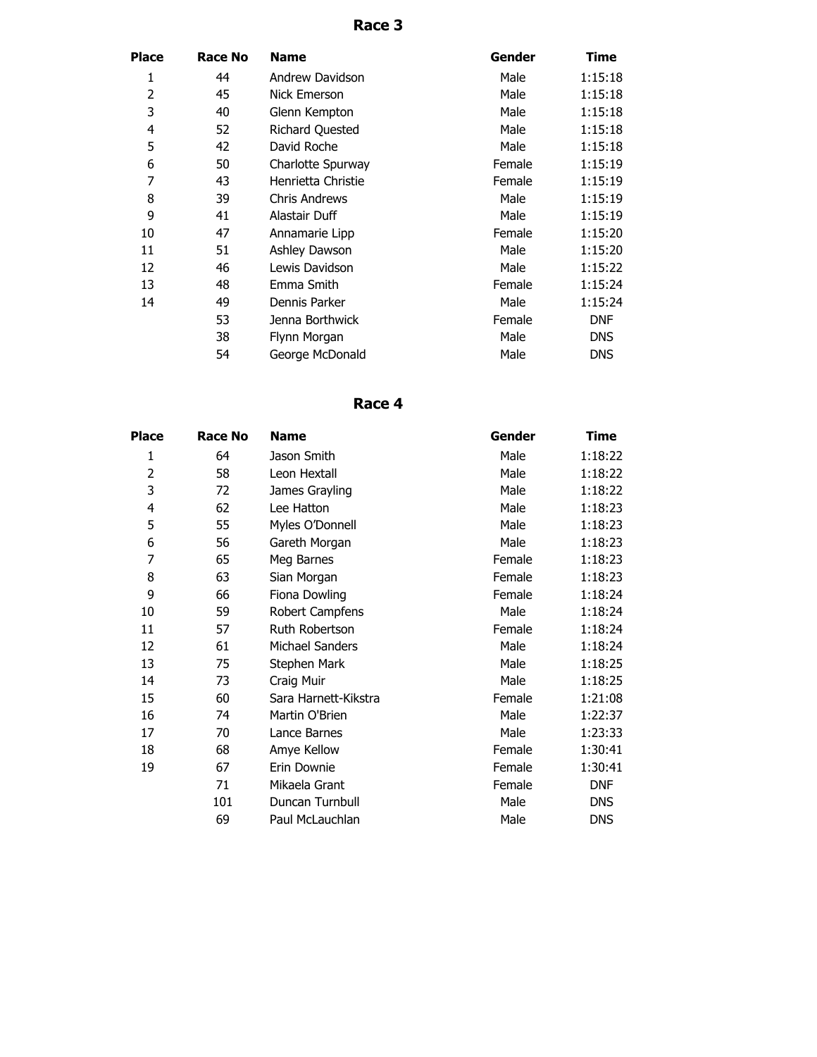## Race 3

| Place | Race No | Name | Gender | Time |
|---|---|---|---|---|
| 1 | 44 | Andrew Davidson | Male | 1:15:18 |
| 2 | 45 | Nick Emerson | Male | 1:15:18 |
| 3 | 40 | Glenn Kempton | Male | 1:15:18 |
| 4 | 52 | Richard Quested | Male | 1:15:18 |
| 5 | 42 | David Roche | Male | 1:15:18 |
| 6 | 50 | Charlotte Spurway | Female | 1:15:19 |
| 7 | 43 | Henrietta Christie | Female | 1:15:19 |
| 8 | 39 | Chris Andrews | Male | 1:15:19 |
| 9 | 41 | Alastair Duff | Male | 1:15:19 |
| 10 | 47 | Annamarie Lipp | Female | 1:15:20 |
| 11 | 51 | Ashley Dawson | Male | 1:15:20 |
| 12 | 46 | Lewis Davidson | Male | 1:15:22 |
| 13 | 48 | Emma Smith | Female | 1:15:24 |
| 14 | 49 | Dennis Parker | Male | 1:15:24 |
| | 53 | Jenna Borthwick | Female | DNF |
| | 38 | Flynn Morgan | Male | DNS |
| | 54 | George McDonald | Male | DNS |

## Race 4

| Place | Race No | Name | Gender | Time |
|---|---|---|---|---|
| 1 | 64 | Jason Smith | Male | 1:18:22 |
| 2 | 58 | Leon Hextall | Male | 1:18:22 |
| 3 | 72 | James Grayling | Male | 1:18:22 |
| 4 | 62 | Lee Hatton | Male | 1:18:23 |
| 5 | 55 | Myles O'Donnell | Male | 1:18:23 |
| 6 | 56 | Gareth Morgan | Male | 1:18:23 |
| 7 | 65 | Meg Barnes | Female | 1:18:23 |
| 8 | 63 | Sian Morgan | Female | 1:18:23 |
| 9 | 66 | Fiona Dowling | Female | 1:18:24 |
| 10 | 59 | Robert Campfens | Male | 1:18:24 |
| 11 | 57 | Ruth Robertson | Female | 1:18:24 |
| 12 | 61 | Michael Sanders | Male | 1:18:24 |
| 13 | 75 | Stephen Mark | Male | 1:18:25 |
| 14 | 73 | Craig Muir | Male | 1:18:25 |
| 15 | 60 | Sara Harnett-Kikstra | Female | 1:21:08 |
| 16 | 74 | Martin O'Brien | Male | 1:22:37 |
| 17 | 70 | Lance Barnes | Male | 1:23:33 |
| 18 | 68 | Amye Kellow | Female | 1:30:41 |
| 19 | 67 | Erin Downie | Female | 1:30:41 |
| | 71 | Mikaela Grant | Female | DNF |
| | 101 | Duncan Turnbull | Male | DNS |
| | 69 | Paul McLauchlan | Male | DNS |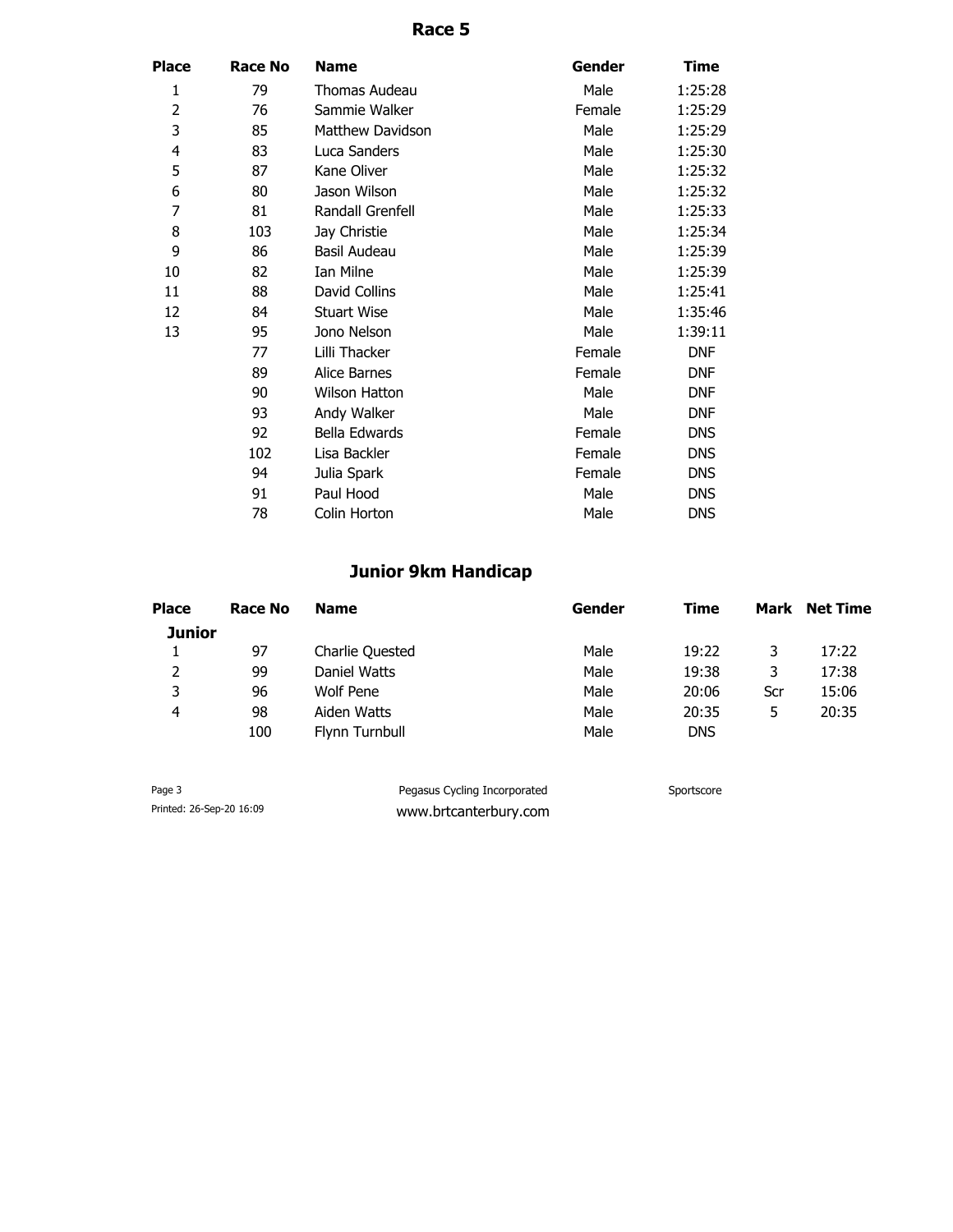## Race 5

| Place | Race No | Name | Gender | Time |
|---|---|---|---|---|
| 1 | 79 | Thomas Audeau | Male | 1:25:28 |
| 2 | 76 | Sammie Walker | Female | 1:25:29 |
| 3 | 85 | Matthew Davidson | Male | 1:25:29 |
| 4 | 83 | Luca Sanders | Male | 1:25:30 |
| 5 | 87 | Kane Oliver | Male | 1:25:32 |
| 6 | 80 | Jason Wilson | Male | 1:25:32 |
| 7 | 81 | Randall Grenfell | Male | 1:25:33 |
| 8 | 103 | Jay Christie | Male | 1:25:34 |
| 9 | 86 | Basil Audeau | Male | 1:25:39 |
| 10 | 82 | Ian Milne | Male | 1:25:39 |
| 11 | 88 | David Collins | Male | 1:25:41 |
| 12 | 84 | Stuart Wise | Male | 1:35:46 |
| 13 | 95 | Jono Nelson | Male | 1:39:11 |
| | 77 | Lilli Thacker | Female | DNF |
| | 89 | Alice Barnes | Female | DNF |
| | 90 | Wilson Hatton | Male | DNF |
| | 93 | Andy Walker | Male | DNF |
| | 92 | Bella Edwards | Female | DNS |
| | 102 | Lisa Backler | Female | DNS |
| | 94 | Julia Spark | Female | DNS |
| | 91 | Paul Hood | Male | DNS |
| | 78 | Colin Horton | Male | DNS |

## Junior 9km Handicap

| Place | Race No | Name | Gender | Time | Mark | Net Time |
|---|---|---|---|---|---|---|
| **Junior** | | | | | | |
| 1 | 97 | Charlie Quested | Male | 19:22 | 3 | 17:22 |
| 2 | 99 | Daniel Watts | Male | 19:38 | 3 | 17:38 |
| 3 | 96 | Wolf Pene | Male | 20:06 | Scr | 15:06 |
| 4 | 98 | Aiden Watts | Male | 20:35 | 5 | 20:35 |
| | 100 | Flynn Turnbull | Male | DNS | | |

Pegasus Cycling Incorporated

www.brtcanterbury.com